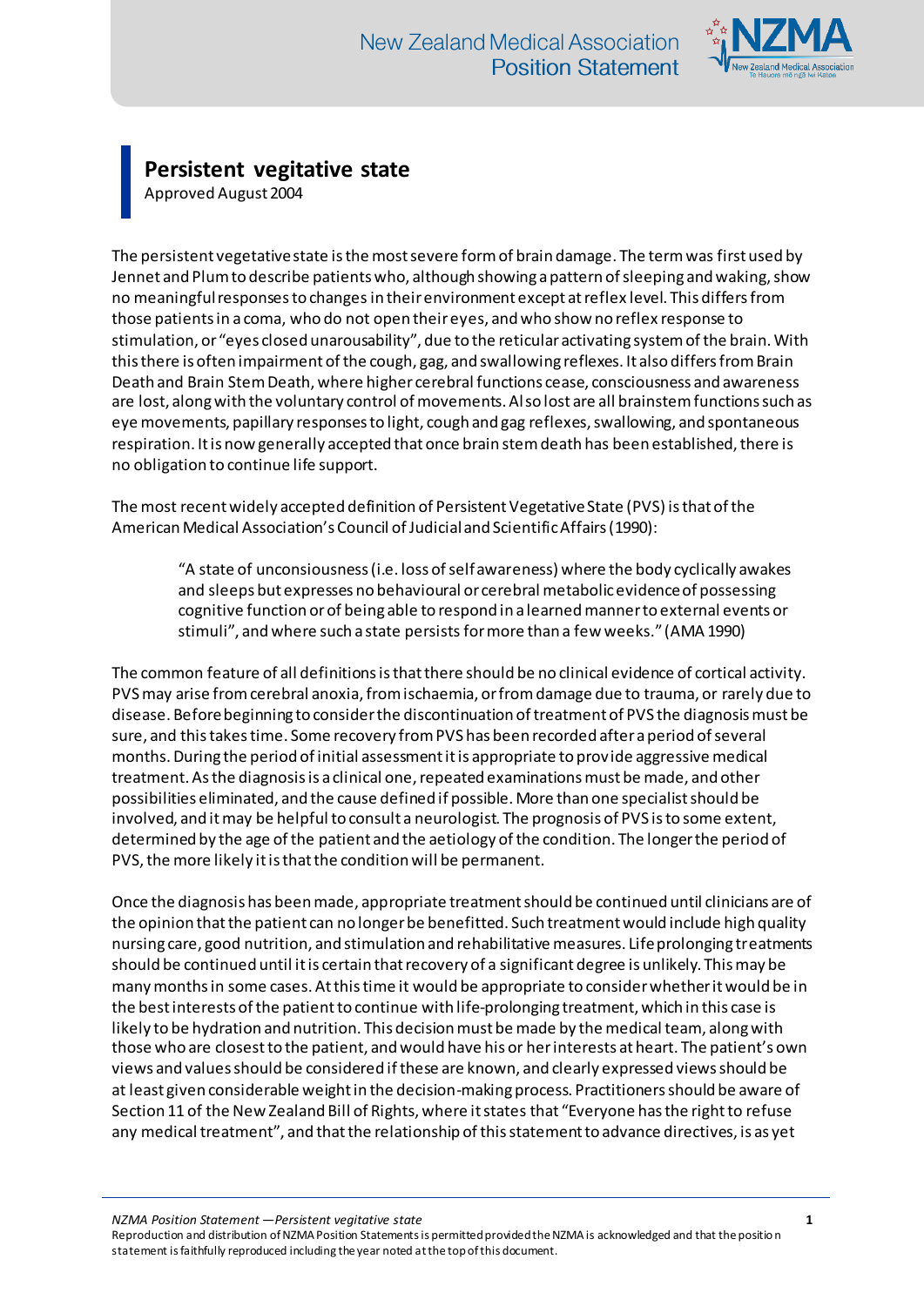# Persistent vegitative state

Approved August 2004

The persistent vegetative state is the most severe form of brain damage. The term was first used by Jennet and Plum to describe patients who, although showing a pattern of sleeping and waking, show no meaningful responses to changes in their environment except at reflex level. This differs from those patients in a coma, who do not open their eyes, and who show no reflex response to stimulation, or "eyes closed unarousability", due to the reticular activating system of the brain. With this there is often impairment of the cough, gag, and swallowing reflexes. It also differs from Brain Death and Brain Stem Death, where higher cerebral functions cease, consciousness and awareness are lost, along with the voluntary control of movements. Also lost are all brainstem functions such as eye movements, papillary responses to light, cough and gag reflexes, swallowing, and spontaneous respiration. It is now generally accepted that once brain stem death has been established, there is no obligation to continue life support.

The most recent widely accepted definition of Persistent Vegetative State (PVS) is that of the American Medical Association's Council of Judicial and Scientific Affairs (1990):

> "A state of unconsiousness (i.e. loss of self awareness) where the body cyclically awakes and sleeps but expresses no behavioural or cerebral metabolic evidence of possessing cognitive function or of being able to respond in a learned manner to external events or stimuli", and where such a state persists for more than a few weeks." (AMA 1990)

The common feature of all definitions is that there should be no clinical evidence of cortical activity. PVS may arise from cerebral anoxia, from ischaemia, or from damage due to trauma, or rarely due to disease. Before beginning to consider the discontinuation of treatment of PVS the diagnosis must be sure, and this takes time. Some recovery from PVS has been recorded after a period of several months. During the period of initial assessment it is appropriate to provide aggressive medical treatment. As the diagnosis is a clinical one, repeated examinations must be made, and other possibilities eliminated, and the cause defined if possible. More than one specialist should be involved, and it may be helpful to consult a neurologist. The prognosis of PVS is to some extent, determined by the age of the patient and the aetiology of the condition. The longer the period of PVS, the more likely it is that the condition will be permanent.

Once the diagnosis has been made, appropriate treatment should be continued until clinicians are of the opinion that the patient can no longer be benefitted. Such treatment would include high quality nursing care, good nutrition, and stimulation and rehabilitative measures. Life prolonging treatments should be continued until it is certain that recovery of a significant degree is unlikely. This may be many months in some cases. At this time it would be appropriate to consider whether it would be in the best interests of the patient to continue with life-prolonging treatment, which in this case is likely to be hydration and nutrition. This decision must be made by the medical team, along with those who are closest to the patient, and would have his or her interests at heart. The patient's own views and values should be considered if these are known, and clearly expressed views should be at least given considerable weight in the decision-making process. Practitioners should be aware of Section 11 of the New Zealand Bill of Rights, where it states that "Everyone has the right to refuse any medical treatment", and that the relationship of this statement to advance directives, is as yet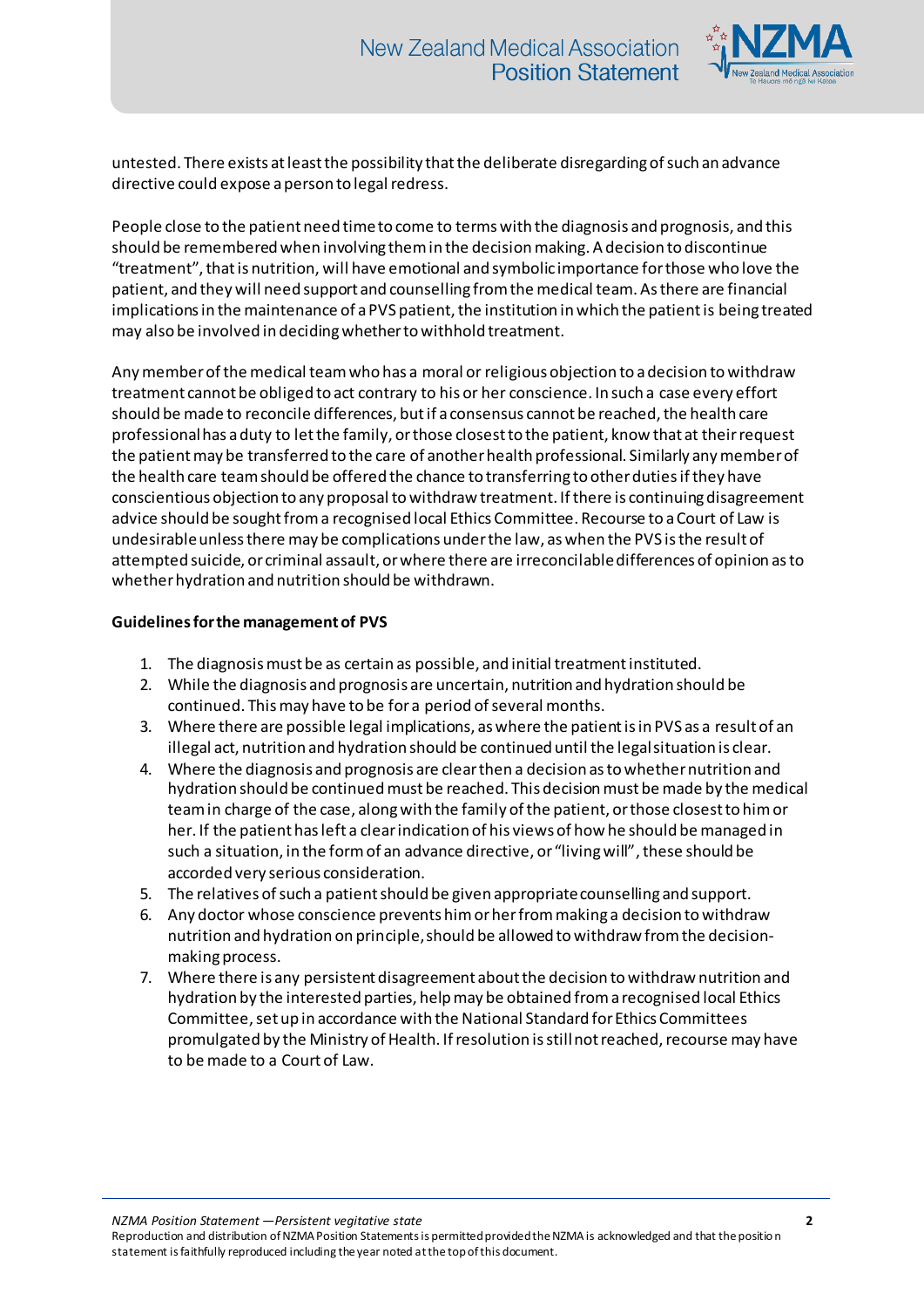untested. There exists at least the possibility that the deliberate disregarding of such an advance directive could expose a person to legal redress.

People close to the patient need time to come to terms with the diagnosis and prognosis, and this should be remembered when involving them in the decision making. A decision to discontinue "treatment", that is nutrition, will have emotional and symbolic importance for those who love the patient, and they will need support and counselling from the medical team. As there are financial implications in the maintenance of a PVS patient, the institution in which the patient is being treated may also be involved in deciding whether to withhold treatment.

Any member of the medical team who has a moral or religious objection to a decision to withdraw treatment cannot be obliged to act contrary to his or her conscience. In such a case every effort should be made to reconcile differences, but if a consensus cannot be reached, the health care professional has a duty to let the family, or those closest to the patient, know that at their request the patient may be transferred to the care of another health professional. Similarly any member of the health care team should be offered the chance to transferring to other duties if they have conscientious objection to any proposal to withdraw treatment. If there is continuing disagreement advice should be sought from a recognised local Ethics Committee. Recourse to a Court of Law is undesirable unless there may be complications under the law, as when the PVS is the result of attempted suicide, or criminal assault, or where there are irreconcilable differences of opinion as to whether hydration and nutrition should be withdrawn.

**Guidelines for the management of PVS**

1. The diagnosis must be as certain as possible, and initial treatment instituted.
2. While the diagnosis and prognosis are uncertain, nutrition and hydration should be continued. This may have to be for a period of several months.
3. Where there are possible legal implications, as where the patient is in PVS as a result of an illegal act, nutrition and hydration should be continued until the legal situation is clear.
4. Where the diagnosis and prognosis are clear then a decision as to whether nutrition and hydration should be continued must be reached. This decision must be made by the medical team in charge of the case, along with the family of the patient, or those closest to him or her. If the patient has left a clear indication of his views of how he should be managed in such a situation, in the form of an advance directive, or "living will", these should be accorded very serious consideration.
5. The relatives of such a patient should be given appropriate counselling and support.
6. Any doctor whose conscience prevents him or her from making a decision to withdraw nutrition and hydration on principle, should be allowed to withdraw from the decision-making process.
7. Where there is any persistent disagreement about the decision to withdraw nutrition and hydration by the interested parties, help may be obtained from a recognised local Ethics Committee, set up in accordance with the National Standard for Ethics Committees promulgated by the Ministry of Health. If resolution is still not reached, recourse may have to be made to a Court of Law.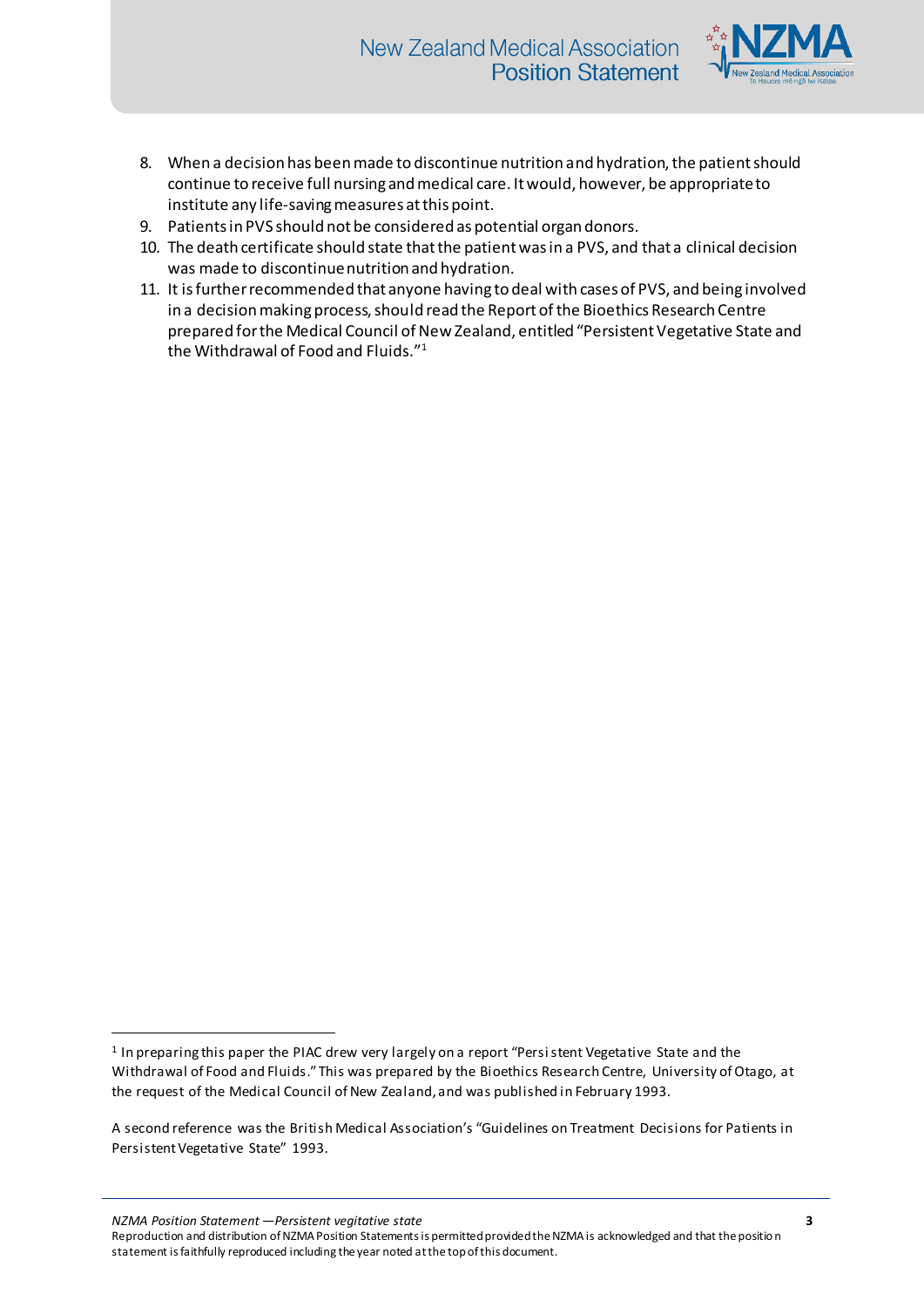8. When a decision has been made to discontinue nutrition and hydration, the patient should continue to receive full nursing and medical care. It would, however, be appropriate to institute any life-saving measures at this point.
9. Patients in PVS should not be considered as potential organ donors.
10. The death certificate should state that the patient was in a PVS, and that a clinical decision was made to discontinue nutrition and hydration.
11. It is further recommended that anyone having to deal with cases of PVS, and being involved in a decision making process, should read the Report of the Bioethics Research Centre prepared for the Medical Council of New Zealand, entitled "Persistent Vegetative State and the Withdrawal of Food and Fluids."[1]

---

[1] In preparing this paper the PIAC drew very largely on a report "Persistent Vegetative State and the Withdrawal of Food and Fluids." This was prepared by the Bioethics Research Centre, University of Otago, at the request of the Medical Council of New Zealand, and was published in February 1993.

A second reference was the British Medical Association's "Guidelines on Treatment Decisions for Patients in Persistent Vegetative State" 1993.